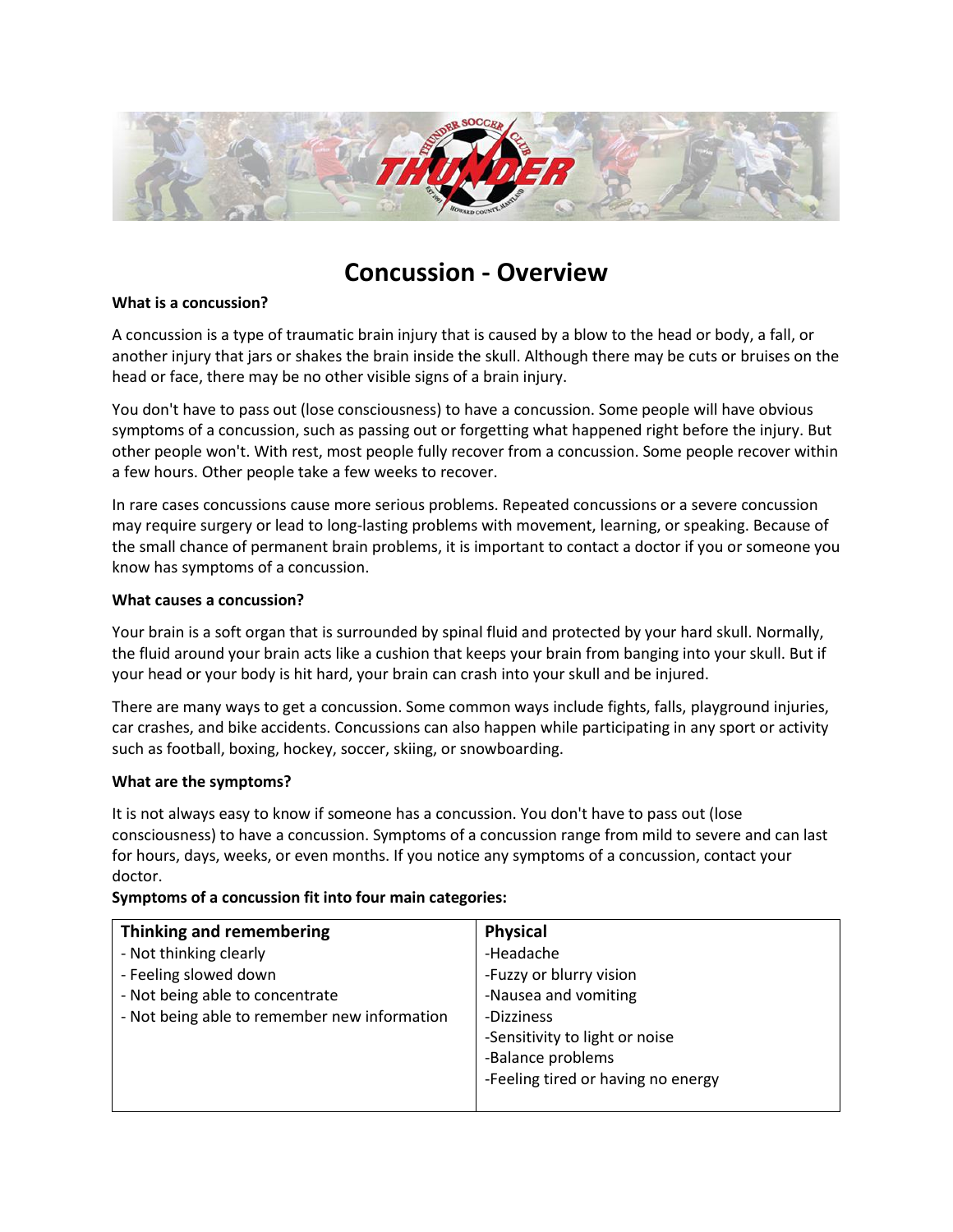# Concussion - Overview

**What is a concussion?**

A concussion is a type of traumatic brain injury that is caused by a blow to the head or body, a fall, or another injury that jars or shakes the brain inside the skull. Although there may be cuts or bruises on the head or face, there may be no other visible signs of a brain injury.

You don't have to pass out (lose consciousness) to have a concussion. Some people will have obvious symptoms of a concussion, such as passing out or forgetting what happened right before the injury. But other people won't. With rest, most people fully recover from a concussion. Some people recover within a few hours. Other people take a few weeks to recover.

In rare cases concussions cause more serious problems. Repeated concussions or a severe concussion may require surgery or lead to long-lasting problems with movement, learning, or speaking. Because of the small chance of permanent brain problems, it is important to contact a doctor if you or someone you know has symptoms of a concussion.

**What causes a concussion?**

Your brain is a soft organ that is surrounded by spinal fluid and protected by your hard skull. Normally, the fluid around your brain acts like a cushion that keeps your brain from banging into your skull. But if your head or your body is hit hard, your brain can crash into your skull and be injured.

There are many ways to get a concussion. Some common ways include fights, falls, playground injuries, car crashes, and bike accidents. Concussions can also happen while participating in any sport or activity such as football, boxing, hockey, soccer, skiing, or snowboarding.

**What are the symptoms?**

It is not always easy to know if someone has a concussion. You don't have to pass out (lose consciousness) to have a concussion. Symptoms of a concussion range from mild to severe and can last for hours, days, weeks, or even months. If you notice any symptoms of a concussion, contact your doctor.

**Symptoms of a concussion fit into four main categories:**

| Thinking and remembering | Physical |
|---|---|
| - Not thinking clearly<br>- Feeling slowed down<br>- Not being able to concentrate<br>- Not being able to remember new information | -Headache<br>-Fuzzy or blurry vision<br>-Nausea and vomiting<br>-Dizziness<br>-Sensitivity to light or noise<br>-Balance problems<br>-Feeling tired or having no energy |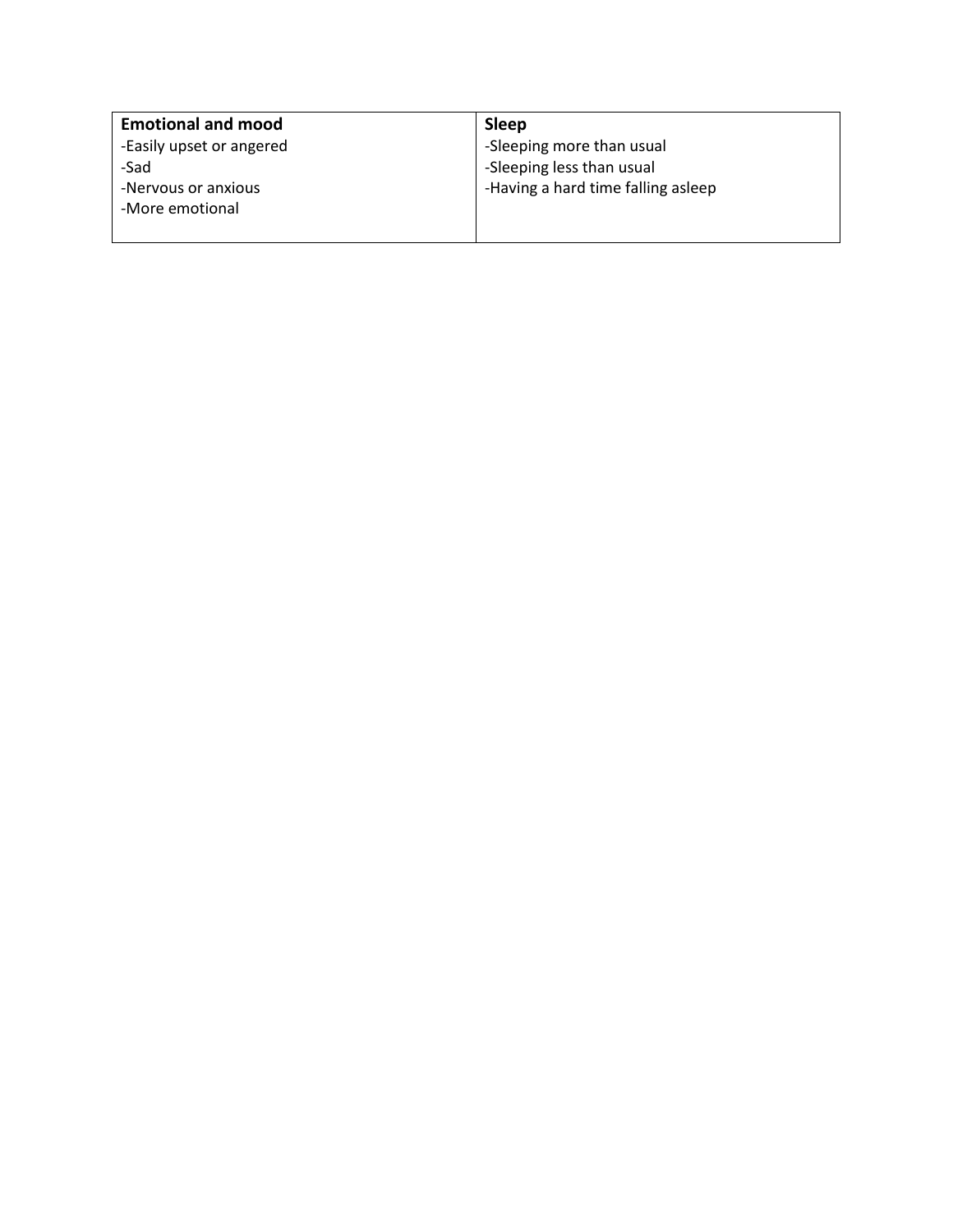| | |
|---|---|
| **Emotional and mood**<br>-Easily upset or angered<br>-Sad<br>-Nervous or anxious<br>-More emotional | **Sleep**<br>-Sleeping more than usual<br>-Sleeping less than usual<br>-Having a hard time falling asleep |